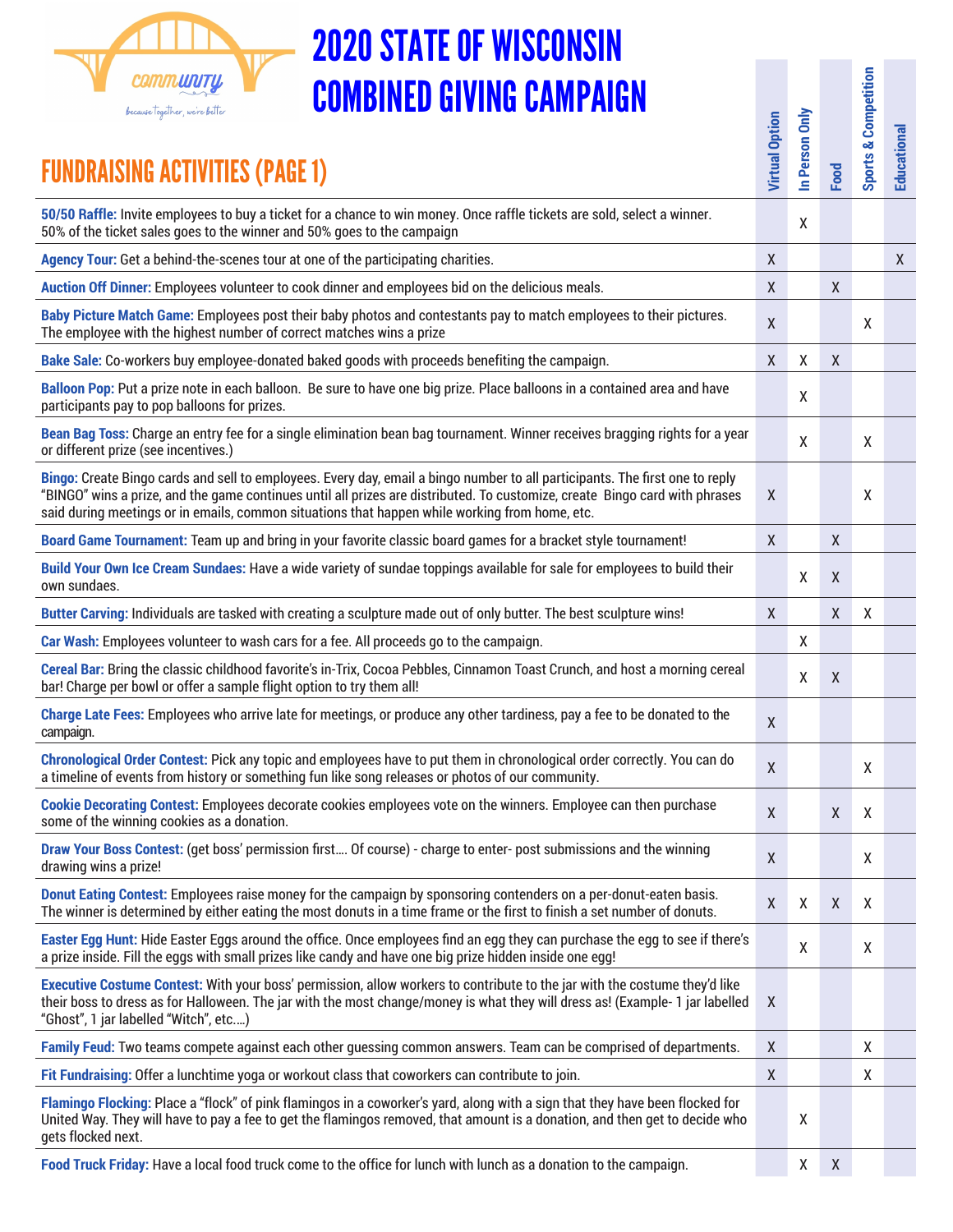# 2020 STATE OF WISCONSIN COMBINED GIVING CAMPAIGN

## FUNDRAISING ACTIVITIES (PAGE 1)

| Activity | Virtual Option | In Person Only | Food | Sports & Competition | Educational |
|---|---|---|---|---|---|
| **50/50 Raffle:** Invite employees to buy a ticket for a chance to win money. Once raffle tickets are sold, select a winner. 50% of the ticket sales goes to the winner and 50% goes to the campaign | | X | | | |
| **Agency Tour:** Get a behind-the-scenes tour at one of the participating charities. | X | | | | X |
| **Auction Off Dinner:** Employees volunteer to cook dinner and employees bid on the delicious meals. | X | | X | | |
| **Baby Picture Match Game:** Employees post their baby photos and contestants pay to match employees to their pictures. The employee with the highest number of correct matches wins a prize | X | | | X | |
| **Bake Sale:** Co-workers buy employee-donated baked goods with proceeds benefiting the campaign. | X | X | X | | |
| **Balloon Pop:** Put a prize note in each balloon. Be sure to have one big prize. Place balloons in a contained area and have participants pay to pop balloons for prizes. | | X | | | |
| **Bean Bag Toss:** Charge an entry fee for a single elimination bean bag tournament. Winner receives bragging rights for a year or different prize (see incentives.) | | X | | X | |
| **Bingo:** Create Bingo cards and sell to employees. Every day, email a bingo number to all participants. The first one to reply "BINGO" wins a prize, and the game continues until all prizes are distributed. To customize, create Bingo card with phrases said during meetings or in emails, common situations that happen while working from home, etc. | X | | | X | |
| **Board Game Tournament:** Team up and bring in your favorite classic board games for a bracket style tournament! | X | | X | | |
| **Build Your Own Ice Cream Sundaes:** Have a wide variety of sundae toppings available for sale for employees to build their own sundaes. | | X | X | | |
| **Butter Carving:** Individuals are tasked with creating a sculpture made out of only butter. The best sculpture wins! | X | | X | X | |
| **Car Wash:** Employees volunteer to wash cars for a fee. All proceeds go to the campaign. | | X | | | |
| **Cereal Bar:** Bring the classic childhood favorite's in-Trix, Cocoa Pebbles, Cinnamon Toast Crunch, and host a morning cereal bar! Charge per bowl or offer a sample flight option to try them all! | | X | X | | |
| **Charge Late Fees:** Employees who arrive late for meetings, or produce any other tardiness, pay a fee to be donated to the campaign. | X | | | | |
| **Chronological Order Contest:** Pick any topic and employees have to put them in chronological order correctly. You can do a timeline of events from history or something fun like song releases or photos of our community. | X | | | X | |
| **Cookie Decorating Contest:** Employees decorate cookies employees vote on the winners. Employee can then purchase some of the winning cookies as a donation. | X | | X | X | |
| **Draw Your Boss Contest:** (get boss' permission first.... Of course) - charge to enter- post submissions and the winning drawing wins a prize! | X | | | X | |
| **Donut Eating Contest:** Employees raise money for the campaign by sponsoring contenders on a per-donut-eaten basis. The winner is determined by either eating the most donuts in a time frame or the first to finish a set number of donuts. | X | X | X | X | |
| **Easter Egg Hunt:** Hide Easter Eggs around the office. Once employees find an egg they can purchase the egg to see if there's a prize inside. Fill the eggs with small prizes like candy and have one big prize hidden inside one egg! | | X | | X | |
| **Executive Costume Contest:** With your boss' permission, allow workers to contribute to the jar with the costume they'd like their boss to dress as for Halloween. The jar with the most change/money is what they will dress as! (Example- 1 jar labelled "Ghost", 1 jar labelled "Witch", etc....) | X | | | | |
| **Family Feud:** Two teams compete against each other guessing common answers. Team can be comprised of departments. | X | | | X | |
| **Fit Fundraising:** Offer a lunchtime yoga or workout class that coworkers can contribute to join. | X | | | X | |
| **Flamingo Flocking:** Place a "flock" of pink flamingos in a coworker's yard, along with a sign that they have been flocked for United Way. They will have to pay a fee to get the flamingos removed, that amount is a donation, and then get to decide who gets flocked next. | | X | | | |
| **Food Truck Friday:** Have a local food truck come to the office for lunch with lunch as a donation to the campaign. | | X | X | | |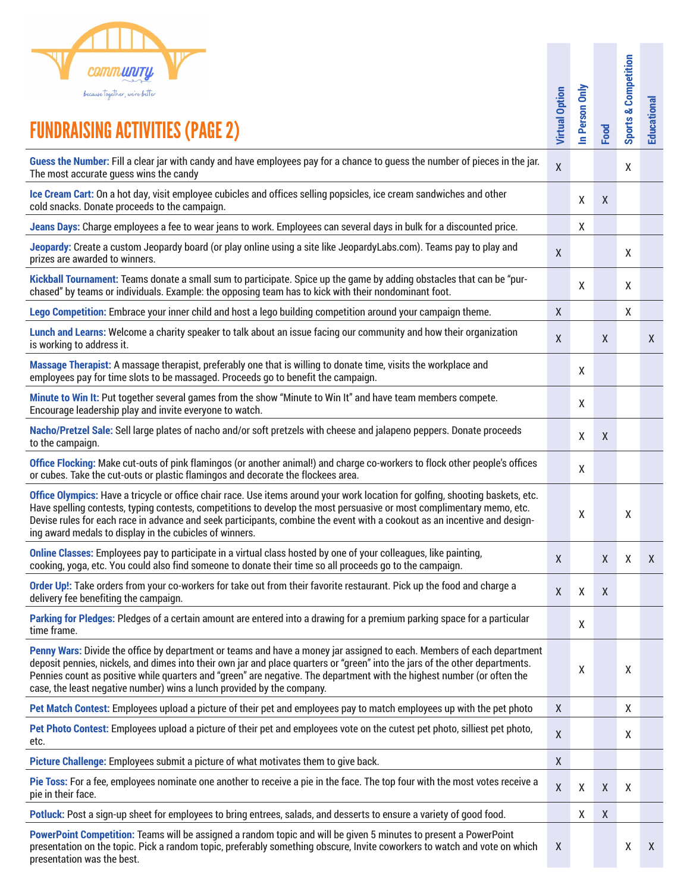# FUNDRAISING ACTIVITIES (PAGE 2)

| Activity | Virtual Option | In Person Only | Food | Sports & Competition | Educational |
|---|---|---|---|---|---|
| **Guess the Number:** Fill a clear jar with candy and have employees pay for a chance to guess the number of pieces in the jar. The most accurate guess wins the candy | X | | | X | |
| **Ice Cream Cart:** On a hot day, visit employee cubicles and offices selling popsicles, ice cream sandwiches and other cold snacks. Donate proceeds to the campaign. | | X | X | | |
| **Jeans Days:** Charge employees a fee to wear jeans to work. Employees can several days in bulk for a discounted price. | | X | | | |
| **Jeopardy:** Create a custom Jeopardy board (or play online using a site like JeopardyLabs.com). Teams pay to play and prizes are awarded to winners. | X | | | X | |
| **Kickball Tournament:** Teams donate a small sum to participate. Spice up the game by adding obstacles that can be "purchased" by teams or individuals. Example: the opposing team has to kick with their nondominant foot. | | X | | X | |
| **Lego Competition:** Embrace your inner child and host a lego building competition around your campaign theme. | X | | | X | |
| **Lunch and Learns:** Welcome a charity speaker to talk about an issue facing our community and how their organization is working to address it. | X | | X | | X |
| **Massage Therapist:** A massage therapist, preferably one that is willing to donate time, visits the workplace and employees pay for time slots to be massaged. Proceeds go to benefit the campaign. | | X | | | |
| **Minute to Win It:** Put together several games from the show "Minute to Win It" and have team members compete. Encourage leadership play and invite everyone to watch. | | X | | | |
| **Nacho/Pretzel Sale:** Sell large plates of nacho and/or soft pretzels with cheese and jalapeno peppers. Donate proceeds to the campaign. | | X | X | | |
| **Office Flocking:** Make cut-outs of pink flamingos (or another animal!) and charge co-workers to flock other people's offices or cubes. Take the cut-outs or plastic flamingos and decorate the flockees area. | | X | | | |
| **Office Olympics:** Have a tricycle or office chair race. Use items around your work location for golfing, shooting baskets, etc. Have spelling contests, typing contests, competitions to develop the most persuasive or most complimentary memo, etc. Devise rules for each race in advance and seek participants, combine the event with a cookout as an incentive and designing award medals to display in the cubicles of winners. | | X | | X | |
| **Online Classes:** Employees pay to participate in a virtual class hosted by one of your colleagues, like painting, cooking, yoga, etc. You could also find someone to donate their time so all proceeds go to the campaign. | X | | X | X | X |
| **Order Up!:** Take orders from your co-workers for take out from their favorite restaurant. Pick up the food and charge a delivery fee benefiting the campaign. | X | X | X | | |
| **Parking for Pledges:** Pledges of a certain amount are entered into a drawing for a premium parking space for a particular time frame. | | X | | | |
| **Penny Wars:** Divide the office by department or teams and have a money jar assigned to each. Members of each department deposit pennies, nickels, and dimes into their own jar and place quarters or "green" into the jars of the other departments. Pennies count as positive while quarters and "green" are negative. The department with the highest number (or often the case, the least negative number) wins a lunch provided by the company. | | X | | X | |
| **Pet Match Contest:** Employees upload a picture of their pet and employees pay to match employees up with the pet photo | X | | | X | |
| **Pet Photo Contest:** Employees upload a picture of their pet and employees vote on the cutest pet photo, silliest pet photo, etc. | X | | | X | |
| **Picture Challenge:** Employees submit a picture of what motivates them to give back. | X | | | | |
| **Pie Toss:** For a fee, employees nominate one another to receive a pie in the face. The top four with the most votes receive a pie in their face. | X | X | X | X | |
| **Potluck:** Post a sign-up sheet for employees to bring entrees, salads, and desserts to ensure a variety of good food. | | X | X | | |
| **PowerPoint Competition:** Teams will be assigned a random topic and will be given 5 minutes to present a PowerPoint presentation on the topic. Pick a random topic, preferably something obscure, Invite coworkers to watch and vote on which presentation was the best. | X | | | X | X |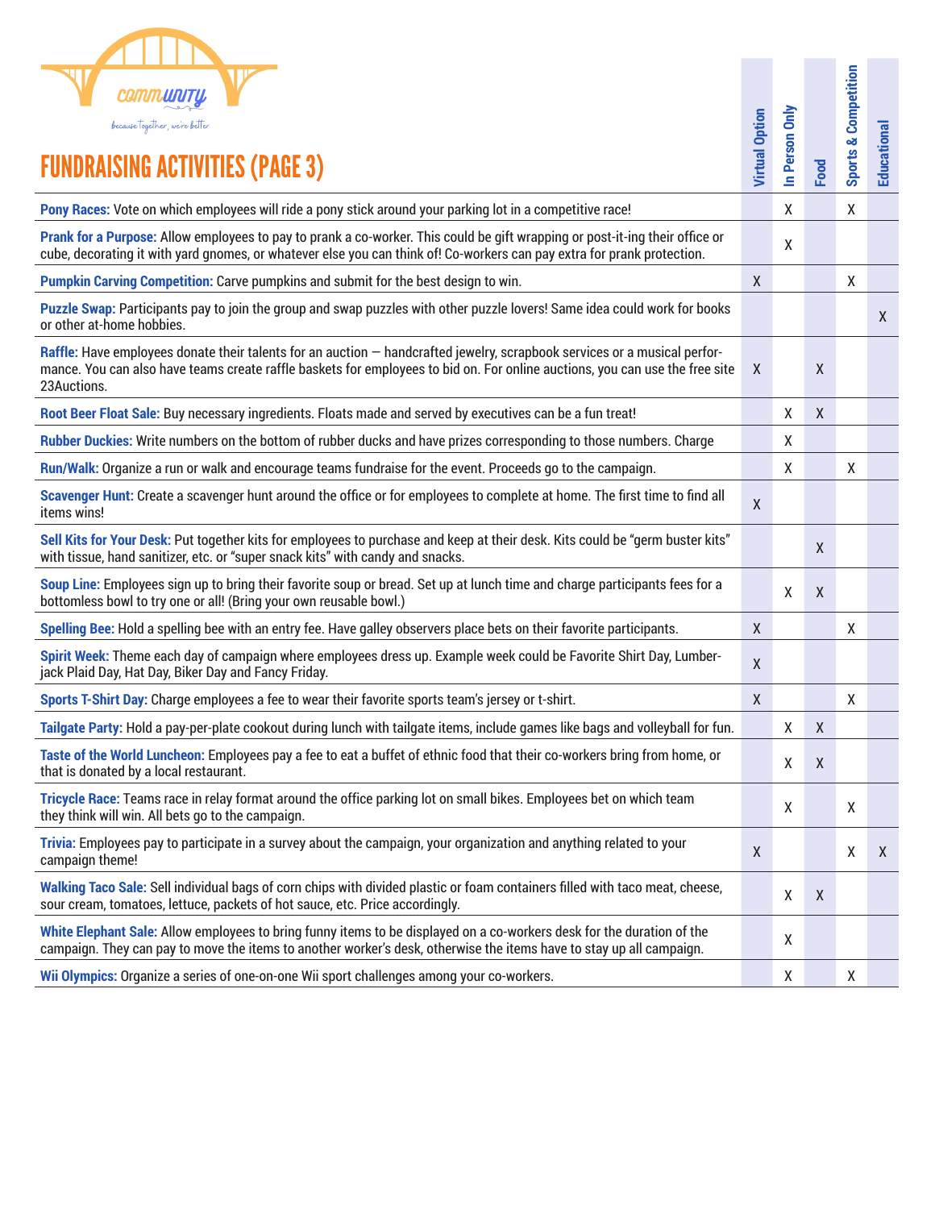commUNITY

because together, we're better

# FUNDRAISING ACTIVITIES (PAGE 3)

| | Virtual Option | In Person Only | Food | Sports & Competition | Educational |
|---|---|---|---|---|---|
| **Pony Races:** Vote on which employees will ride a pony stick around your parking lot in a competitive race! | | X | | X | |
| **Prank for a Purpose:** Allow employees to pay to prank a co-worker. This could be gift wrapping or post-it-ing their office or cube, decorating it with yard gnomes, or whatever else you can think of! Co-workers can pay extra for prank protection. | | X | | | |
| **Pumpkin Carving Competition:** Carve pumpkins and submit for the best design to win. | X | | | X | |
| **Puzzle Swap:** Participants pay to join the group and swap puzzles with other puzzle lovers! Same idea could work for books or other at-home hobbies. | | | | | X |
| **Raffle:** Have employees donate their talents for an auction — handcrafted jewelry, scrapbook services or a musical performance. You can also have teams create raffle baskets for employees to bid on. For online auctions, you can use the free site 23Auctions. | X | | X | | |
| **Root Beer Float Sale:** Buy necessary ingredients. Floats made and served by executives can be a fun treat! | | X | X | | |
| **Rubber Duckies:** Write numbers on the bottom of rubber ducks and have prizes corresponding to those numbers. Charge | | X | | | |
| **Run/Walk:** Organize a run or walk and encourage teams fundraise for the event. Proceeds go to the campaign. | | X | | X | |
| **Scavenger Hunt:** Create a scavenger hunt around the office or for employees to complete at home. The first time to find all items wins! | X | | | | |
| **Sell Kits for Your Desk:** Put together kits for employees to purchase and keep at their desk. Kits could be "germ buster kits" with tissue, hand sanitizer, etc. or "super snack kits" with candy and snacks. | | | X | | |
| **Soup Line:** Employees sign up to bring their favorite soup or bread. Set up at lunch time and charge participants fees for a bottomless bowl to try one or all! (Bring your own reusable bowl.) | | X | X | | |
| **Spelling Bee:** Hold a spelling bee with an entry fee. Have galley observers place bets on their favorite participants. | X | | | X | |
| **Spirit Week:** Theme each day of campaign where employees dress up. Example week could be Favorite Shirt Day, Lumberjack Plaid Day, Hat Day, Biker Day and Fancy Friday. | X | | | | |
| **Sports T-Shirt Day:** Charge employees a fee to wear their favorite sports team's jersey or t-shirt. | X | | | X | |
| **Tailgate Party:** Hold a pay-per-plate cookout during lunch with tailgate items, include games like bags and volleyball for fun. | | X | X | | |
| **Taste of the World Luncheon:** Employees pay a fee to eat a buffet of ethnic food that their co-workers bring from home, or that is donated by a local restaurant. | | X | X | | |
| **Tricycle Race:** Teams race in relay format around the office parking lot on small bikes. Employees bet on which team they think will win. All bets go to the campaign. | | X | | X | |
| **Trivia:** Employees pay to participate in a survey about the campaign, your organization and anything related to your campaign theme! | X | | | X | X |
| **Walking Taco Sale:** Sell individual bags of corn chips with divided plastic or foam containers filled with taco meat, cheese, sour cream, tomatoes, lettuce, packets of hot sauce, etc. Price accordingly. | | X | X | | |
| **White Elephant Sale:** Allow employees to bring funny items to be displayed on a co-workers desk for the duration of the campaign. They can pay to move the items to another worker's desk, otherwise the items have to stay up all campaign. | | X | | | |
| **Wii Olympics:** Organize a series of one-on-one Wii sport challenges among your co-workers. | | X | | X | |